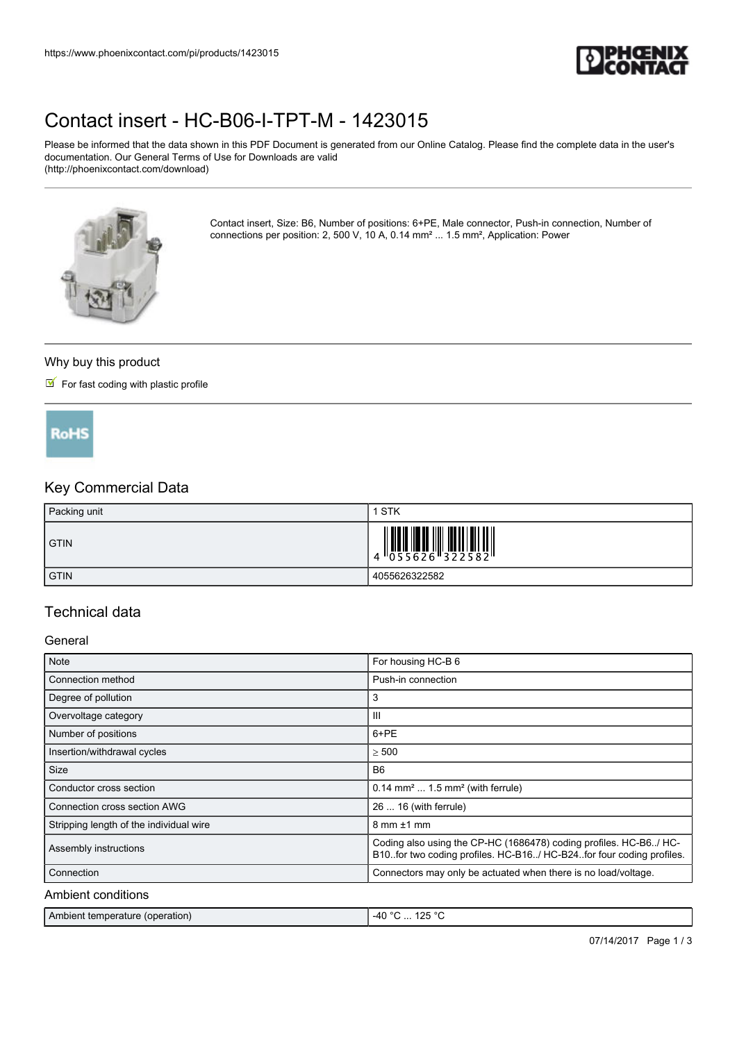# Contact insert - HC-B06-I-TPT-M - 1423015

Please be informed that the data shown in this PDF Document is generated from our Online Catalog. Please find the complete data in the user's documentation. Our General Terms of Use for Downloads are valid (http://phoenixcontact.com/download)

Contact insert, Size: B6, Number of positions: 6+PE, Male connector, Push-in connection, Number of connections per position: 2, 500 V, 10 A, 0.14 mm² ... 1.5 mm², Application: Power

## Why buy this product

- For fast coding with plastic profile

RoHS

## Key Commercial Data

| | |
|---|---|
| Packing unit | 1 STK |
| GTIN | 4 055626 322582 |
| GTIN | 4055626322582 |

## Technical data

### General

| | |
|---|---|
| Note | For housing HC-B 6 |
| Connection method | Push-in connection |
| Degree of pollution | 3 |
| Overvoltage category | III |
| Number of positions | 6+PE |
| Insertion/withdrawal cycles | ≥ 500 |
| Size | B6 |
| Conductor cross section | 0.14 mm² ... 1.5 mm² (with ferrule) |
| Connection cross section AWG | 26 ... 16 (with ferrule) |
| Stripping length of the individual wire | 8 mm ±1 mm |
| Assembly instructions | Coding also using the CP-HC (1686478) coding profiles. HC-B6../ HC-B10..for two coding profiles. HC-B16../ HC-B24..for four coding profiles. |
| Connection | Connectors may only be actuated when there is no load/voltage. |

### Ambient conditions

| | |
|---|---|
| Ambient temperature (operation) | -40 °C ... 125 °C |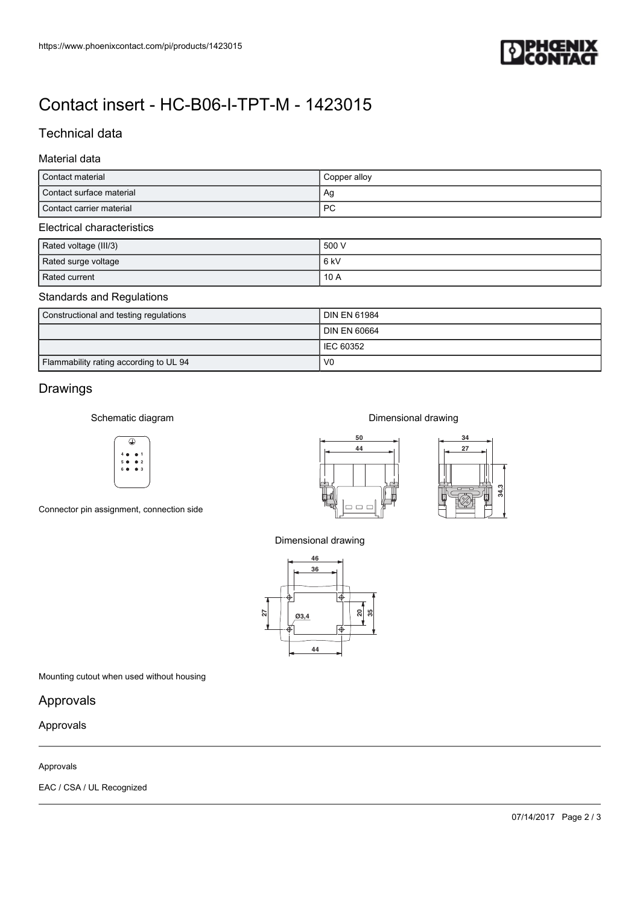# Contact insert - HC-B06-I-TPT-M - 1423015

## Technical data

### Material data

| Contact material | Copper alloy |
|---|---|
| Contact surface material | Ag |
| Contact carrier material | PC |

### Electrical characteristics

| Rated voltage (III/3) | 500 V |
|---|---|
| Rated surge voltage | 6 kV |
| Rated current | 10 A |

### Standards and Regulations

| Constructional and testing regulations | DIN EN 61984 |
|---|---|
| | DIN EN 60664 |
| | IEC 60352 |
| Flammability rating according to UL 94 | V0 |

## Drawings

Schematic diagram

Connector pin assignment, connection side

Dimensional drawing

Dimensional drawing

Mounting cutout when used without housing

## Approvals

### Approvals

Approvals

EAC / CSA / UL Recognized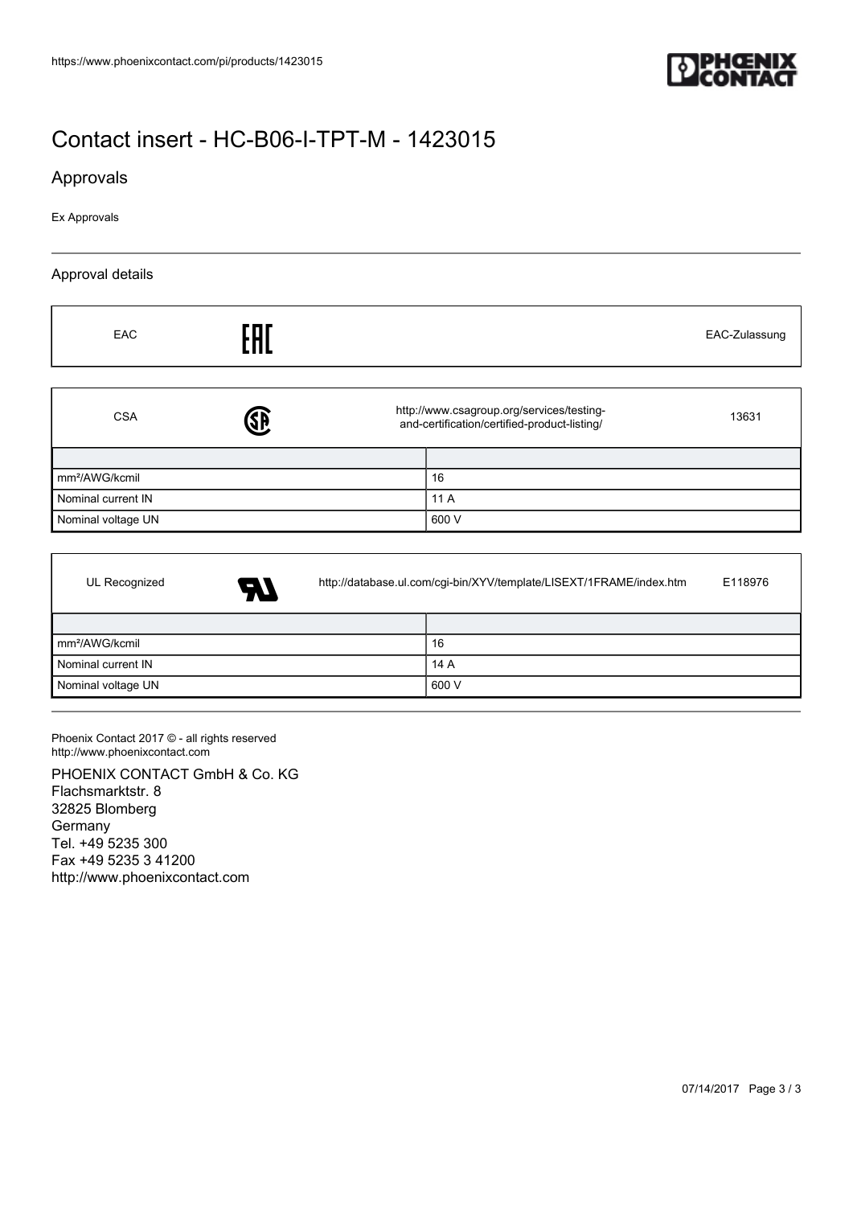# Contact insert - HC-B06-I-TPT-M - 1423015

## Approvals

Ex Approvals

### Approval details

| | | | |
|---|---|---|---|
| EAC | | | EAC-Zulassung |

| | | | |
|---|---|---|---|
| CSA | | http://www.csagroup.org/services/testing-and-certification/certified-product-listing/ | 13631 |

| | |
|---|---|
| mm²/AWG/kcmil | 16 |
| Nominal current IN | 11 A |
| Nominal voltage UN | 600 V |

| | | | |
|---|---|---|---|
| UL Recognized | | http://database.ul.com/cgi-bin/XYV/template/LISEXT/1FRAME/index.htm | E118976 |

| | |
|---|---|
| mm²/AWG/kcmil | 16 |
| Nominal current IN | 14 A |
| Nominal voltage UN | 600 V |

Phoenix Contact 2017 © - all rights reserved
http://www.phoenixcontact.com

PHOENIX CONTACT GmbH & Co. KG
Flachsmarktstr. 8
32825 Blomberg
Germany
Tel. +49 5235 300
Fax +49 5235 3 41200
http://www.phoenixcontact.com